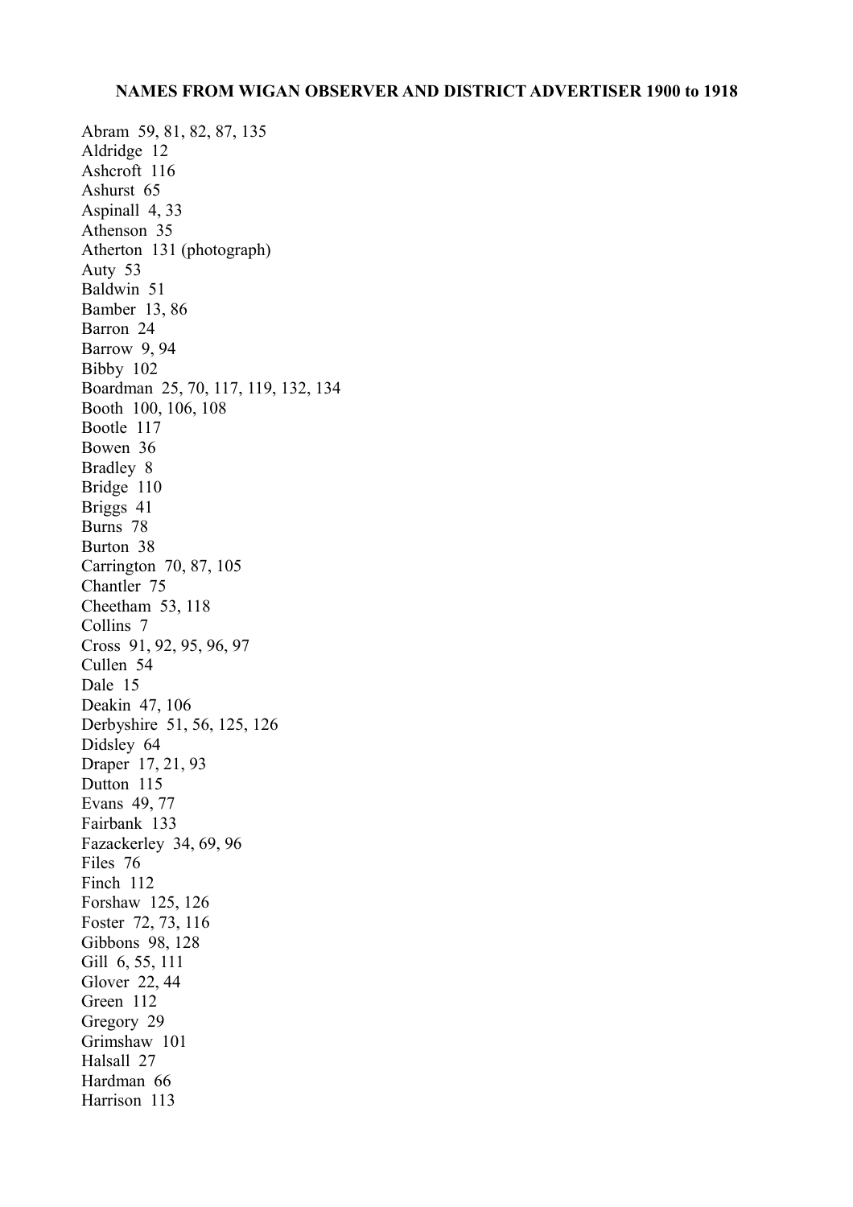**NAMES FROM WIGAN OBSERVER AND DISTRICT ADVERTISER 1900 to 1918**

Abram 59, 81, 82, 87, 135
Aldridge 12
Ashcroft 116
Ashurst 65
Aspinall 4, 33
Athenson 35
Atherton 131 (photograph)
Auty 53
Baldwin 51
Bamber 13, 86
Barron 24
Barrow 9, 94
Bibby 102
Boardman 25, 70, 117, 119, 132, 134
Booth 100, 106, 108
Bootle 117
Bowen 36
Bradley 8
Bridge 110
Briggs 41
Burns 78
Burton 38
Carrington 70, 87, 105
Chantler 75
Cheetham 53, 118
Collins 7
Cross 91, 92, 95, 96, 97
Cullen 54
Dale 15
Deakin 47, 106
Derbyshire 51, 56, 125, 126
Didsley 64
Draper 17, 21, 93
Dutton 115
Evans 49, 77
Fairbank 133
Fazackerley 34, 69, 96
Files 76
Finch 112
Forshaw 125, 126
Foster 72, 73, 116
Gibbons 98, 128
Gill 6, 55, 111
Glover 22, 44
Green 112
Gregory 29
Grimshaw 101
Halsall 27
Hardman 66
Harrison 113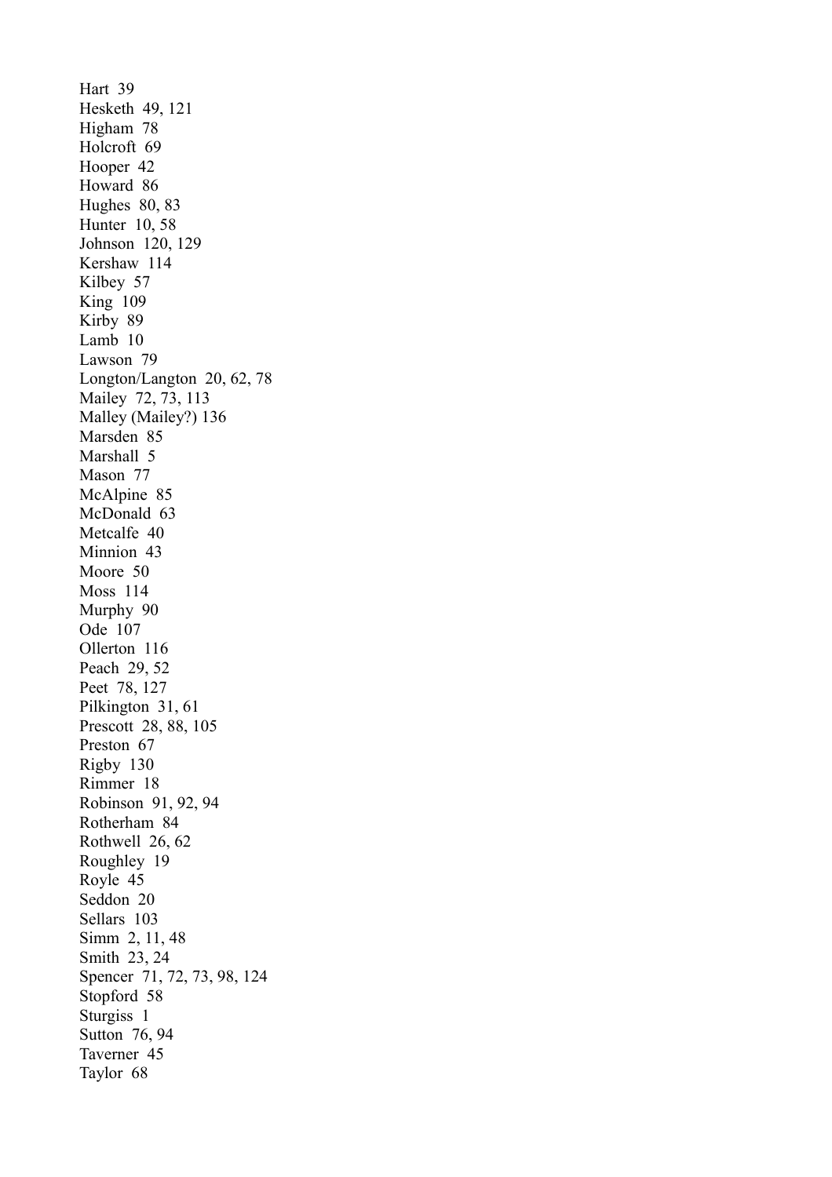Hart 39
Hesketh 49, 121
Higham 78
Holcroft 69
Hooper 42
Howard 86
Hughes 80, 83
Hunter 10, 58
Johnson 120, 129
Kershaw 114
Kilbey 57
King 109
Kirby 89
Lamb 10
Lawson 79
Longton/Langton 20, 62, 78
Mailey 72, 73, 113
Malley (Mailey?) 136
Marsden 85
Marshall 5
Mason 77
McAlpine 85
McDonald 63
Metcalfe 40
Minnion 43
Moore 50
Moss 114
Murphy 90
Ode 107
Ollerton 116
Peach 29, 52
Peet 78, 127
Pilkington 31, 61
Prescott 28, 88, 105
Preston 67
Rigby 130
Rimmer 18
Robinson 91, 92, 94
Rotherham 84
Rothwell 26, 62
Roughley 19
Royle 45
Seddon 20
Sellars 103
Simm 2, 11, 48
Smith 23, 24
Spencer 71, 72, 73, 98, 124
Stopford 58
Sturgiss 1
Sutton 76, 94
Taverner 45
Taylor 68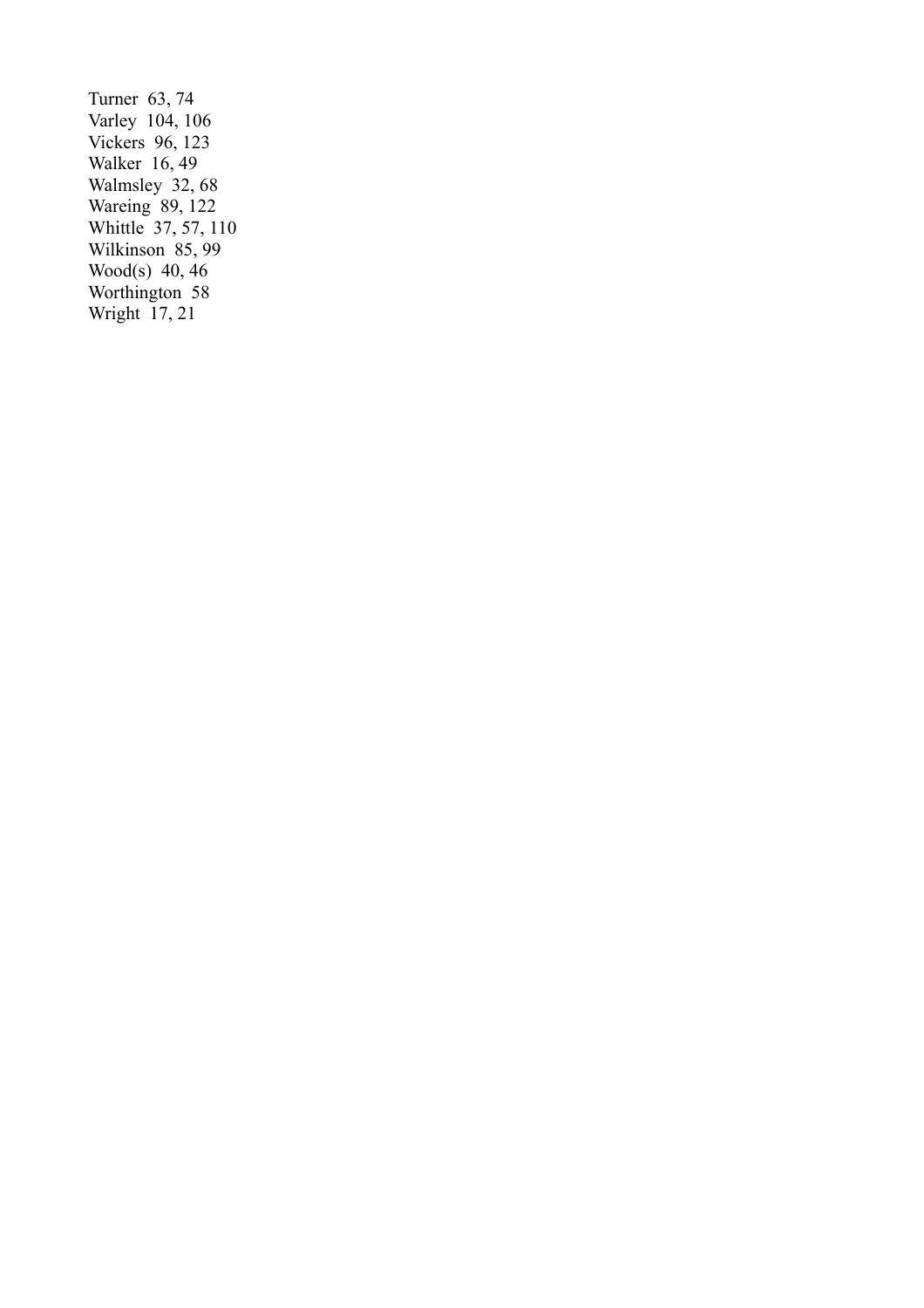Turner 63, 74
Varley 104, 106
Vickers 96, 123
Walker 16, 49
Walmsley 32, 68
Wareing 89, 122
Whittle 37, 57, 110
Wilkinson 85, 99
Wood(s) 40, 46
Worthington 58
Wright 17, 21